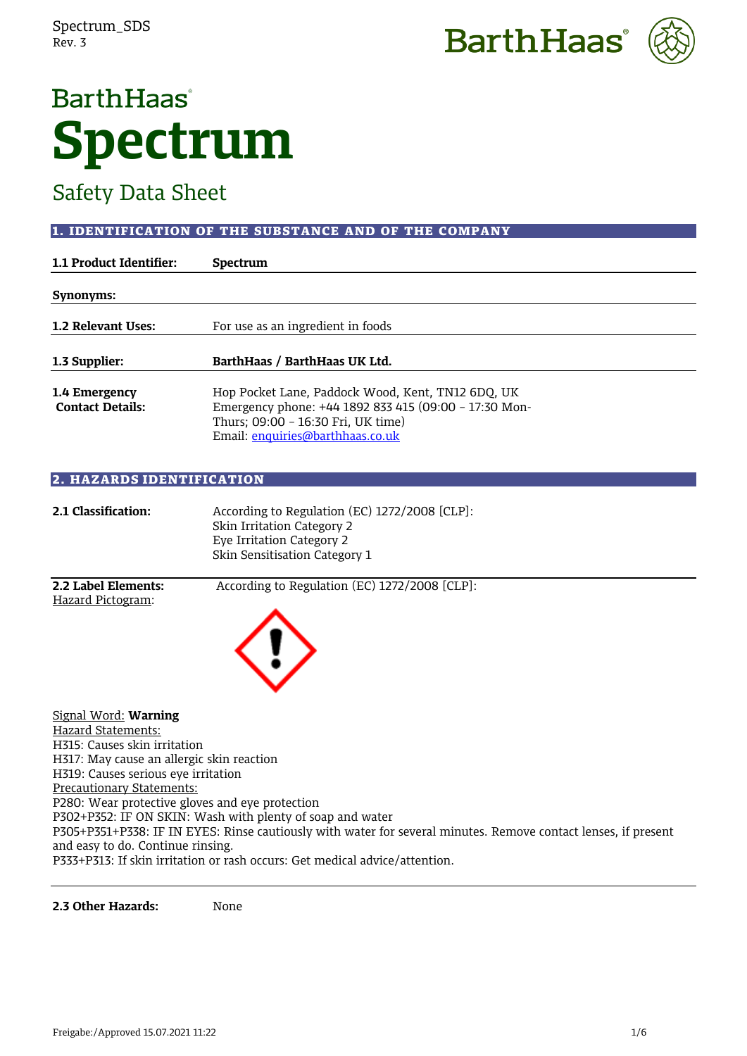BarthHaas

# Spectrum

## Safety Data Sheet

### 1. IDENTIFICATION OF THE SUBSTANCE AND OF THE COMPANY

| | |
|---|---|
| **1.1 Product Identifier:** | **Spectrum** |
| **Synonyms:** | |
| **1.2 Relevant Uses:** | For use as an ingredient in foods |
| **1.3 Supplier:** | **BarthHaas / BarthHaas UK Ltd.** |
| **1.4 Emergency Contact Details:** | Hop Pocket Lane, Paddock Wood, Kent, TN12 6DQ, UK<br>Emergency phone: +44 1892 833 415 (09:00 – 17:30 Mon-Thurs; 09:00 – 16:30 Fri, UK time)<br>Email: enquiries@barthhaas.co.uk |

### 2. HAZARDS IDENTIFICATION

**2.1 Classification:** According to Regulation (EC) 1272/2008 [CLP]:
Skin Irritation Category 2
Eye Irritation Category 2
Skin Sensitisation Category 1

**2.2 Label Elements:** According to Regulation (EC) 1272/2008 [CLP]:

Hazard Pictogram:

Signal Word: **Warning**

Hazard Statements:
H315: Causes skin irritation
H317: May cause an allergic skin reaction
H319: Causes serious eye irritation

Precautionary Statements:
P280: Wear protective gloves and eye protection
P302+P352: IF ON SKIN: Wash with plenty of soap and water
P305+P351+P338: IF IN EYES: Rinse cautiously with water for several minutes. Remove contact lenses, if present and easy to do. Continue rinsing.
P333+P313: If skin irritation or rash occurs: Get medical advice/attention.

**2.3 Other Hazards:** None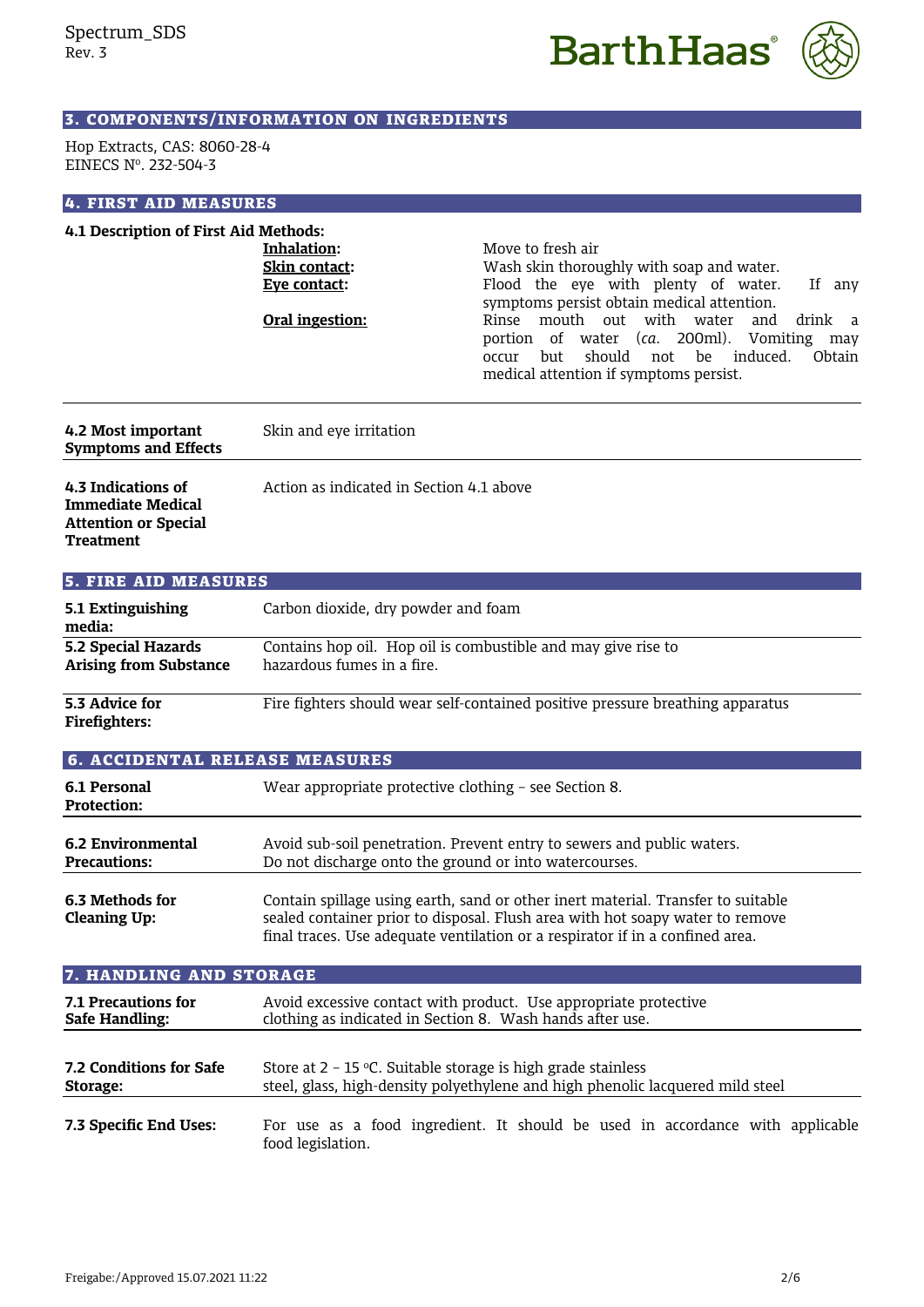## 3. COMPONENTS/INFORMATION ON INGREDIENTS

Hop Extracts, CAS: 8060-28-4
EINECS Nº. 232-504-3

## 4. FIRST AID MEASURES

**4.1 Description of First Aid Methods:**

| | |
|---|---|
| **Inhalation:** | Move to fresh air |
| **Skin contact:** | Wash skin thoroughly with soap and water. |
| **Eye contact:** | Flood the eye with plenty of water. If any symptoms persist obtain medical attention. |
| **Oral ingestion:** | Rinse mouth out with water and drink a portion of water (*ca.* 200ml). Vomiting may occur but should not be induced. Obtain medical attention if symptoms persist. |

| | |
|---|---|
| **4.2 Most important Symptoms and Effects** | Skin and eye irritation |
| **4.3 Indications of Immediate Medical Attention or Special Treatment** | Action as indicated in Section 4.1 above |

## 5. FIRE AID MEASURES

| | |
|---|---|
| **5.1 Extinguishing media:** | Carbon dioxide, dry powder and foam |
| **5.2 Special Hazards Arising from Substance** | Contains hop oil. Hop oil is combustible and may give rise to hazardous fumes in a fire. |
| **5.3 Advice for Firefighters:** | Fire fighters should wear self-contained positive pressure breathing apparatus |

## 6. ACCIDENTAL RELEASE MEASURES

| | |
|---|---|
| **6.1 Personal Protection:** | Wear appropriate protective clothing – see Section 8. |
| **6.2 Environmental Precautions:** | Avoid sub-soil penetration. Prevent entry to sewers and public waters. Do not discharge onto the ground or into watercourses. |
| **6.3 Methods for Cleaning Up:** | Contain spillage using earth, sand or other inert material. Transfer to suitable sealed container prior to disposal. Flush area with hot soapy water to remove final traces. Use adequate ventilation or a respirator if in a confined area. |

## 7. HANDLING AND STORAGE

| | |
|---|---|
| **7.1 Precautions for Safe Handling:** | Avoid excessive contact with product. Use appropriate protective clothing as indicated in Section 8. Wash hands after use. |
| **7.2 Conditions for Safe Storage:** | Store at 2 – 15 ºC. Suitable storage is high grade stainless steel, glass, high-density polyethylene and high phenolic lacquered mild steel |
| **7.3 Specific End Uses:** | For use as a food ingredient. It should be used in accordance with applicable food legislation. |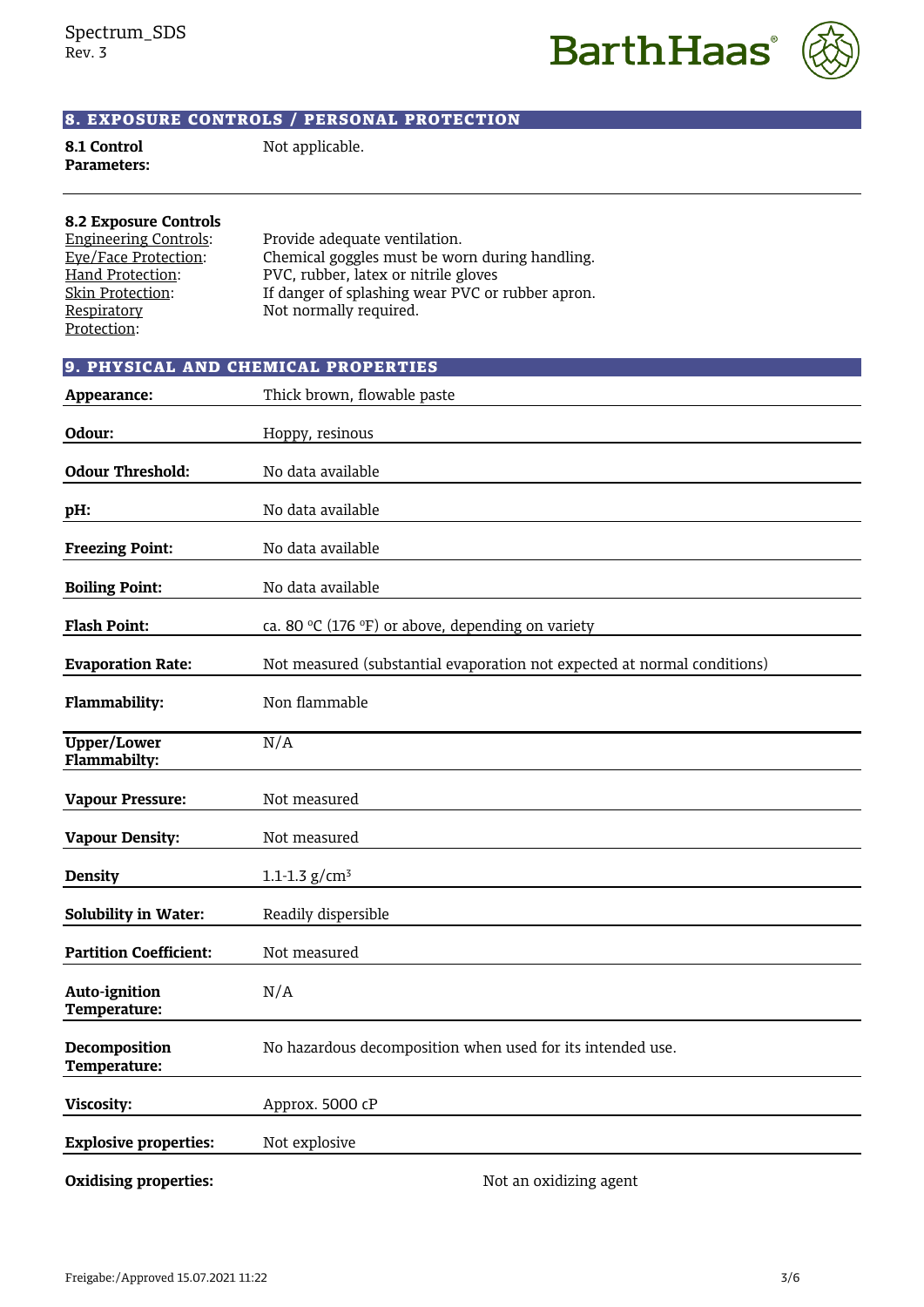## 8. EXPOSURE CONTROLS / PERSONAL PROTECTION

**8.1 Control Parameters:** Not applicable.

**8.2 Exposure Controls**

| | |
|---|---|
| Engineering Controls: | Provide adequate ventilation. |
| Eye/Face Protection: | Chemical goggles must be worn during handling. |
| Hand Protection: | PVC, rubber, latex or nitrile gloves |
| Skin Protection: | If danger of splashing wear PVC or rubber apron. |
| Respiratory Protection: | Not normally required. |

## 9. PHYSICAL AND CHEMICAL PROPERTIES

| | |
|---|---|
| **Appearance:** | Thick brown, flowable paste |
| **Odour:** | Hoppy, resinous |
| **Odour Threshold:** | No data available |
| **pH:** | No data available |
| **Freezing Point:** | No data available |
| **Boiling Point:** | No data available |
| **Flash Point:** | ca. 80 °C (176 °F) or above, depending on variety |
| **Evaporation Rate:** | Not measured (substantial evaporation not expected at normal conditions) |
| **Flammability:** | Non flammable |
| **Upper/Lower Flammabilty:** | N/A |
| **Vapour Pressure:** | Not measured |
| **Vapour Density:** | Not measured |
| **Density** | 1.1-1.3 g/cm³ |
| **Solubility in Water:** | Readily dispersible |
| **Partition Coefficient:** | Not measured |
| **Auto-ignition Temperature:** | N/A |
| **Decomposition Temperature:** | No hazardous decomposition when used for its intended use. |
| **Viscosity:** | Approx. 5000 cP |
| **Explosive properties:** | Not explosive |
| **Oxidising properties:** | Not an oxidizing agent |

Freigabe:/Approved 15.07.2021 11:22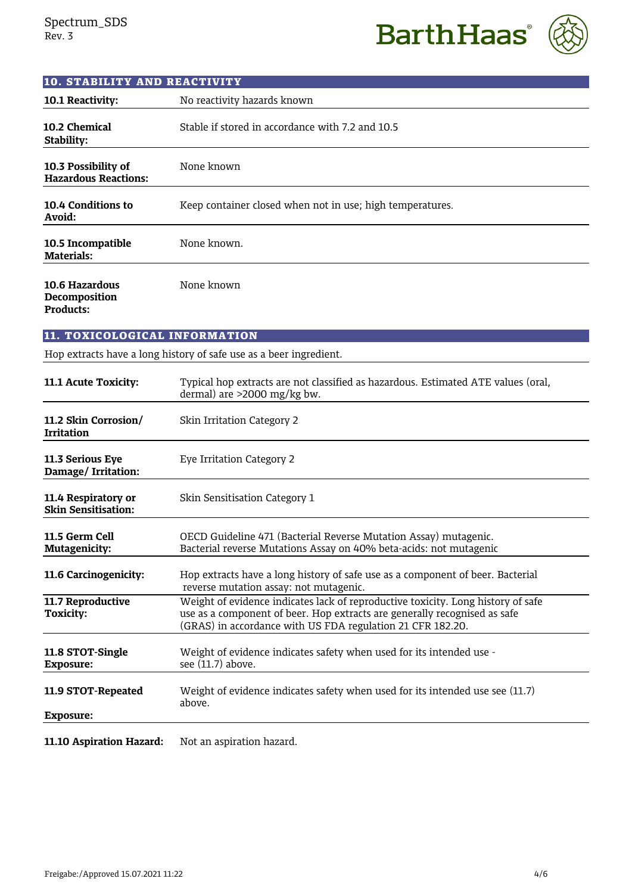## 10. STABILITY AND REACTIVITY

| | |
|---|---|
| **10.1 Reactivity:** | No reactivity hazards known |
| **10.2 Chemical Stability:** | Stable if stored in accordance with 7.2 and 10.5 |
| **10.3 Possibility of Hazardous Reactions:** | None known |
| **10.4 Conditions to Avoid:** | Keep container closed when not in use; high temperatures. |
| **10.5 Incompatible Materials:** | None known. |
| **10.6 Hazardous Decomposition Products:** | None known |

## 11. TOXICOLOGICAL INFORMATION

Hop extracts have a long history of safe use as a beer ingredient.

| | |
|---|---|
| **11.1 Acute Toxicity:** | Typical hop extracts are not classified as hazardous. Estimated ATE values (oral, dermal) are >2000 mg/kg bw. |
| **11.2 Skin Corrosion/ Irritation** | Skin Irritation Category 2 |
| **11.3 Serious Eye Damage/ Irritation:** | Eye Irritation Category 2 |
| **11.4 Respiratory or Skin Sensitisation:** | Skin Sensitisation Category 1 |
| **11.5 Germ Cell Mutagenicity:** | OECD Guideline 471 (Bacterial Reverse Mutation Assay) mutagenic. Bacterial reverse Mutations Assay on 40% beta-acids: not mutagenic |
| **11.6 Carcinogenicity:** | Hop extracts have a long history of safe use as a component of beer. Bacterial reverse mutation assay: not mutagenic. |
| **11.7 Reproductive Toxicity:** | Weight of evidence indicates lack of reproductive toxicity. Long history of safe use as a component of beer. Hop extracts are generally recognised as safe (GRAS) in accordance with US FDA regulation 21 CFR 182.20. |
| **11.8 STOT-Single Exposure:** | Weight of evidence indicates safety when used for its intended use - see (11.7) above. |
| **11.9 STOT-Repeated Exposure:** | Weight of evidence indicates safety when used for its intended use see (11.7) above. |
| **11.10 Aspiration Hazard:** | Not an aspiration hazard. |

Freigabe:/Approved 15.07.2021 11:22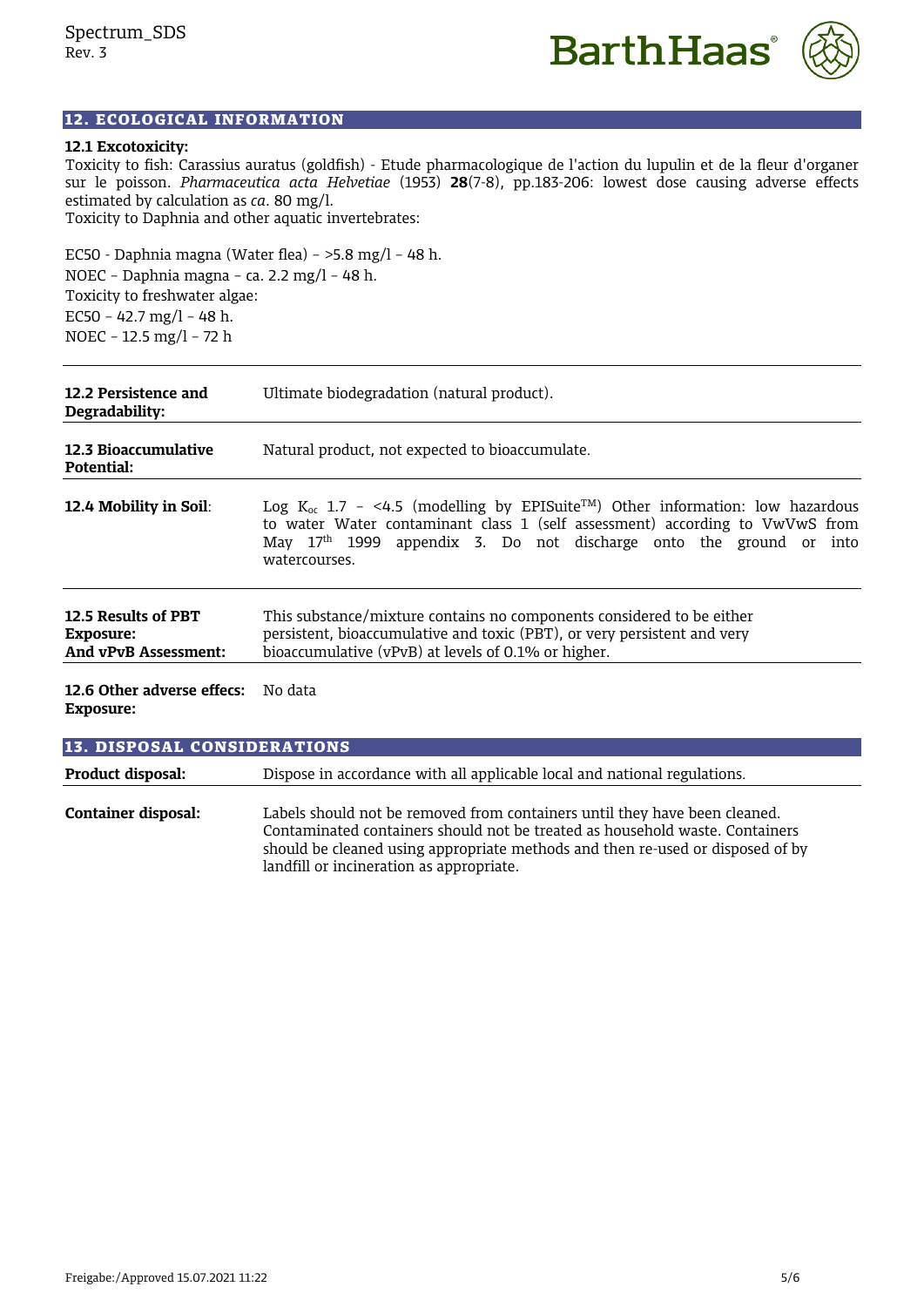## 12. ECOLOGICAL INFORMATION

**12.1 Excotoxicity:**

Toxicity to fish: Carassius auratus (goldfish) - Etude pharmacologique de l'action du lupulin et de la fleur d'organer sur le poisson. *Pharmaceutica acta Helvetiae* (1953) **28**(7-8), pp.183-206: lowest dose causing adverse effects estimated by calculation as *ca*. 80 mg/l.

Toxicity to Daphnia and other aquatic invertebrates:

EC50 - Daphnia magna (Water flea) – >5.8 mg/l – 48 h.

NOEC – Daphnia magna – ca. 2.2 mg/l – 48 h.

Toxicity to freshwater algae:

EC50 – 42.7 mg/l – 48 h.

NOEC – 12.5 mg/l – 72 h

| | |
|---|---|
| **12.2 Persistence and Degradability:** | Ultimate biodegradation (natural product). |
| **12.3 Bioaccumulative Potential:** | Natural product, not expected to bioaccumulate. |
| **12.4 Mobility in Soil**: | Log $K_{oc}$ 1.7 – <4.5 (modelling by EPISuite™) Other information: low hazardous to water Water contaminant class 1 (self assessment) according to VwVwS from May 17th 1999 appendix 3. Do not discharge onto the ground or into watercourses. |
| **12.5 Results of PBT Exposure: And vPvB Assessment:** | This substance/mixture contains no components considered to be either persistent, bioaccumulative and toxic (PBT), or very persistent and very bioaccumulative (vPvB) at levels of 0.1% or higher. |
| **12.6 Other adverse effecs: Exposure:** | No data |

## 13. DISPOSAL CONSIDERATIONS

| | |
|---|---|
| **Product disposal:** | Dispose in accordance with all applicable local and national regulations. |
| **Container disposal:** | Labels should not be removed from containers until they have been cleaned. Contaminated containers should not be treated as household waste. Containers should be cleaned using appropriate methods and then re-used or disposed of by landfill or incineration as appropriate. |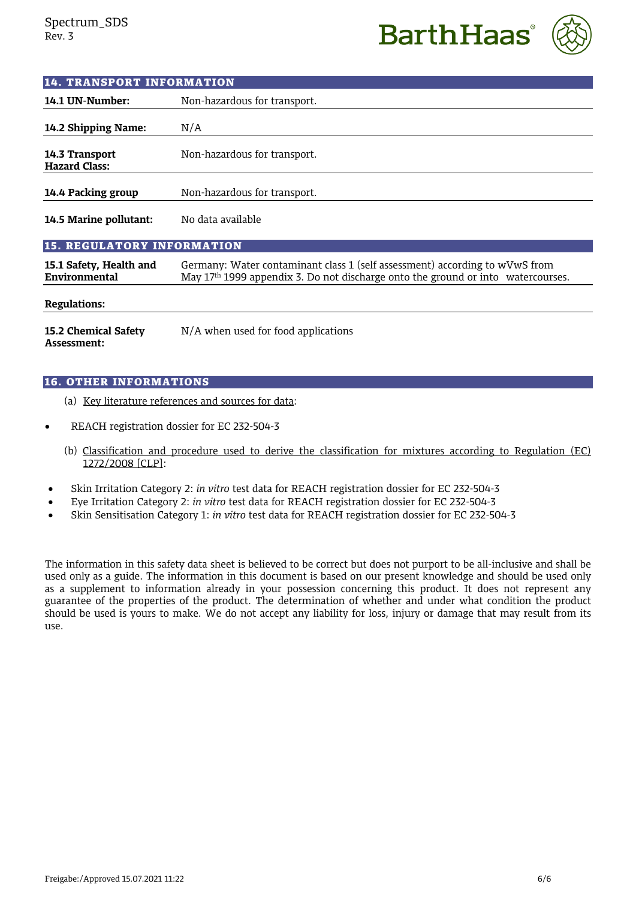## 14. TRANSPORT INFORMATION

| | |
|---|---|
| **14.1 UN-Number:** | Non-hazardous for transport. |
| **14.2 Shipping Name:** | N/A |
| **14.3 Transport Hazard Class:** | Non-hazardous for transport. |
| **14.4 Packing group** | Non-hazardous for transport. |
| **14.5 Marine pollutant:** | No data available |

## 15. REGULATORY INFORMATION

| | |
|---|---|
| **15.1 Safety, Health and Environmental** | Germany: Water contaminant class 1 (self assessment) according to wVwS from May 17th 1999 appendix 3. Do not discharge onto the ground or into watercourses. |
| **Regulations:** | |
| **15.2 Chemical Safety Assessment:** | N/A when used for food applications |

## 16. OTHER INFORMATIONS

(a) Key literature references and sources for data:

- REACH registration dossier for EC 232-504-3

(b) Classification and procedure used to derive the classification for mixtures according to Regulation (EC) 1272/2008 [CLP]:

- Skin Irritation Category 2: *in vitro* test data for REACH registration dossier for EC 232-504-3
- Eye Irritation Category 2: *in vitro* test data for REACH registration dossier for EC 232-504-3
- Skin Sensitisation Category 1: *in vitro* test data for REACH registration dossier for EC 232-504-3

The information in this safety data sheet is believed to be correct but does not purport to be all-inclusive and shall be used only as a guide. The information in this document is based on our present knowledge and should be used only as a supplement to information already in your possession concerning this product. It does not represent any guarantee of the properties of the product. The determination of whether and under what condition the product should be used is yours to make. We do not accept any liability for loss, injury or damage that may result from its use.